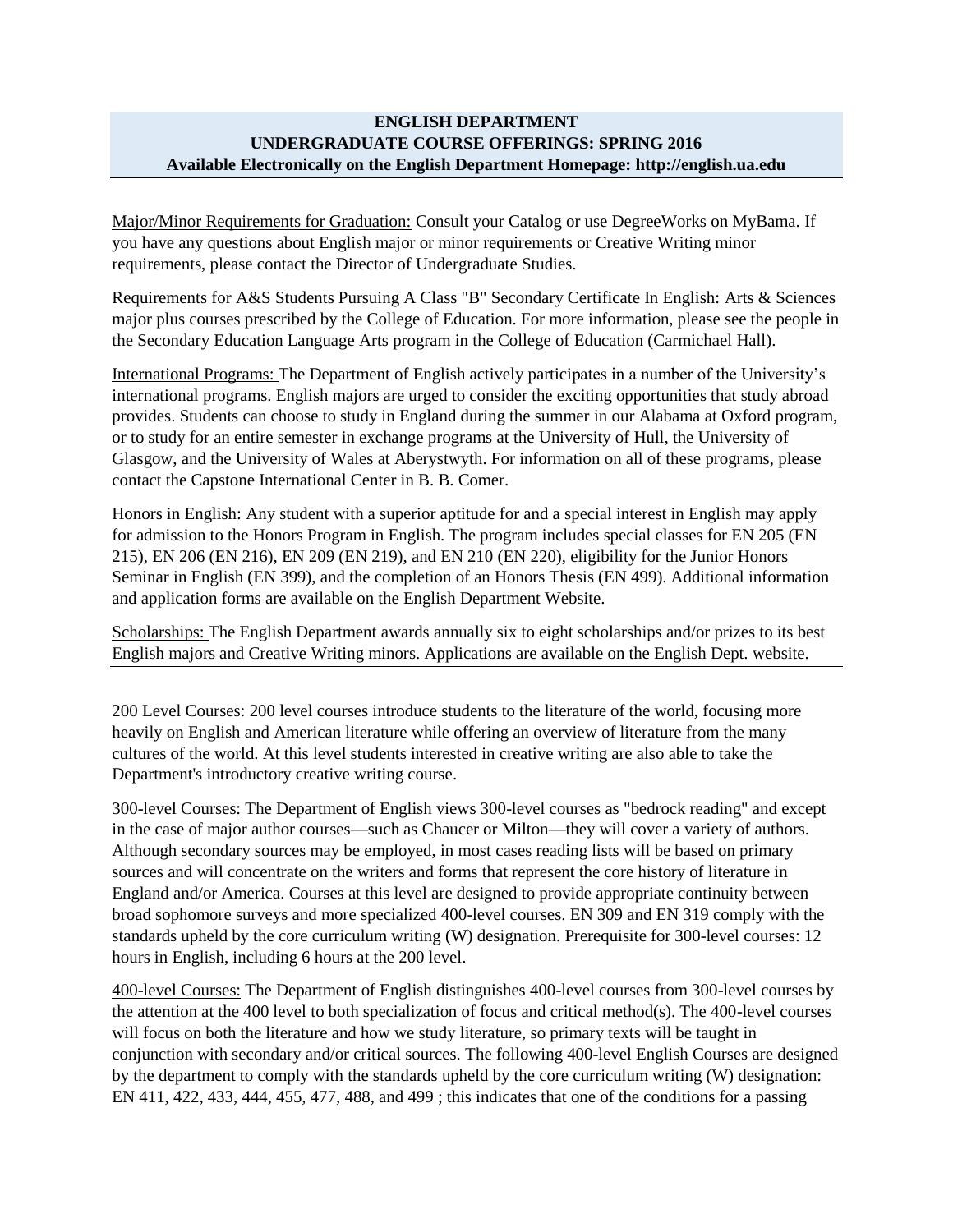**ENGLISH DEPARTMENT**
**UNDERGRADUATE COURSE OFFERINGS: SPRING 2016**
**Available Electronically on the English Department Homepage: http://english.ua.edu**

Major/Minor Requirements for Graduation: Consult your Catalog or use DegreeWorks on MyBama. If you have any questions about English major or minor requirements or Creative Writing minor requirements, please contact the Director of Undergraduate Studies.

Requirements for A&S Students Pursuing A Class "B" Secondary Certificate In English: Arts & Sciences major plus courses prescribed by the College of Education. For more information, please see the people in the Secondary Education Language Arts program in the College of Education (Carmichael Hall).

International Programs: The Department of English actively participates in a number of the University's international programs. English majors are urged to consider the exciting opportunities that study abroad provides. Students can choose to study in England during the summer in our Alabama at Oxford program, or to study for an entire semester in exchange programs at the University of Hull, the University of Glasgow, and the University of Wales at Aberystwyth. For information on all of these programs, please contact the Capstone International Center in B. B. Comer.

Honors in English: Any student with a superior aptitude for and a special interest in English may apply for admission to the Honors Program in English. The program includes special classes for EN 205 (EN 215), EN 206 (EN 216), EN 209 (EN 219), and EN 210 (EN 220), eligibility for the Junior Honors Seminar in English (EN 399), and the completion of an Honors Thesis (EN 499). Additional information and application forms are available on the English Department Website.

Scholarships: The English Department awards annually six to eight scholarships and/or prizes to its best English majors and Creative Writing minors. Applications are available on the English Dept. website.

---

200 Level Courses: 200 level courses introduce students to the literature of the world, focusing more heavily on English and American literature while offering an overview of literature from the many cultures of the world. At this level students interested in creative writing are also able to take the Department's introductory creative writing course.

300-level Courses: The Department of English views 300-level courses as "bedrock reading" and except in the case of major author courses—such as Chaucer or Milton—they will cover a variety of authors. Although secondary sources may be employed, in most cases reading lists will be based on primary sources and will concentrate on the writers and forms that represent the core history of literature in England and/or America. Courses at this level are designed to provide appropriate continuity between broad sophomore surveys and more specialized 400-level courses. EN 309 and EN 319 comply with the standards upheld by the core curriculum writing (W) designation. Prerequisite for 300-level courses: 12 hours in English, including 6 hours at the 200 level.

400-level Courses: The Department of English distinguishes 400-level courses from 300-level courses by the attention at the 400 level to both specialization of focus and critical method(s). The 400-level courses will focus on both the literature and how we study literature, so primary texts will be taught in conjunction with secondary and/or critical sources. The following 400-level English Courses are designed by the department to comply with the standards upheld by the core curriculum writing (W) designation: EN 411, 422, 433, 444, 455, 477, 488, and 499 ; this indicates that one of the conditions for a passing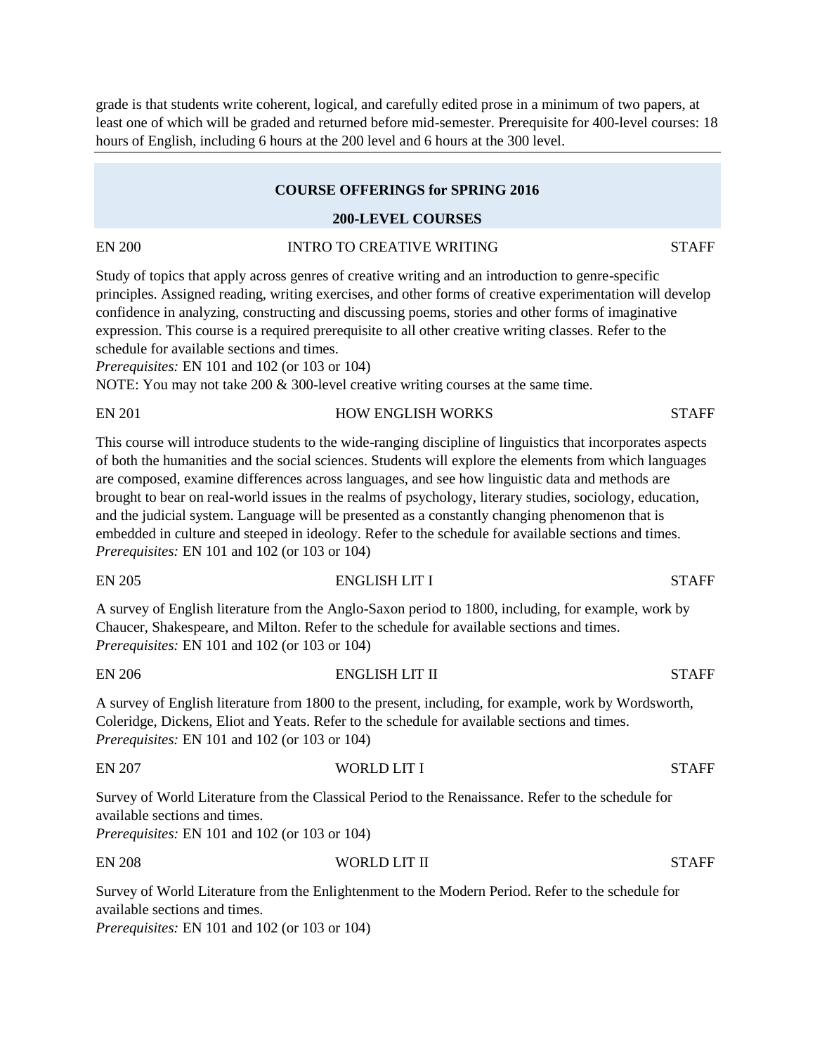grade is that students write coherent, logical, and carefully edited prose in a minimum of two papers, at least one of which will be graded and returned before mid-semester. Prerequisite for 400-level courses: 18 hours of English, including 6 hours at the 200 level and 6 hours at the 300 level.

---

## COURSE OFFERINGS for SPRING 2016

### 200-LEVEL COURSES

EN 200 — INTRO TO CREATIVE WRITING — STAFF

Study of topics that apply across genres of creative writing and an introduction to genre-specific principles. Assigned reading, writing exercises, and other forms of creative experimentation will develop confidence in analyzing, constructing and discussing poems, stories and other forms of imaginative expression. This course is a required prerequisite to all other creative writing classes. Refer to the schedule for available sections and times.
*Prerequisites:* EN 101 and 102 (or 103 or 104)
NOTE: You may not take 200 & 300-level creative writing courses at the same time.

EN 201 — HOW ENGLISH WORKS — STAFF

This course will introduce students to the wide-ranging discipline of linguistics that incorporates aspects of both the humanities and the social sciences. Students will explore the elements from which languages are composed, examine differences across languages, and see how linguistic data and methods are brought to bear on real-world issues in the realms of psychology, literary studies, sociology, education, and the judicial system. Language will be presented as a constantly changing phenomenon that is embedded in culture and steeped in ideology. Refer to the schedule for available sections and times.
*Prerequisites:* EN 101 and 102 (or 103 or 104)

EN 205 — ENGLISH LIT I — STAFF

A survey of English literature from the Anglo-Saxon period to 1800, including, for example, work by Chaucer, Shakespeare, and Milton. Refer to the schedule for available sections and times.
*Prerequisites:* EN 101 and 102 (or 103 or 104)

EN 206 — ENGLISH LIT II — STAFF

A survey of English literature from 1800 to the present, including, for example, work by Wordsworth, Coleridge, Dickens, Eliot and Yeats. Refer to the schedule for available sections and times.
*Prerequisites:* EN 101 and 102 (or 103 or 104)

EN 207 — WORLD LIT I — STAFF

Survey of World Literature from the Classical Period to the Renaissance. Refer to the schedule for available sections and times.
*Prerequisites:* EN 101 and 102 (or 103 or 104)

EN 208 — WORLD LIT II — STAFF

Survey of World Literature from the Enlightenment to the Modern Period. Refer to the schedule for available sections and times.
*Prerequisites:* EN 101 and 102 (or 103 or 104)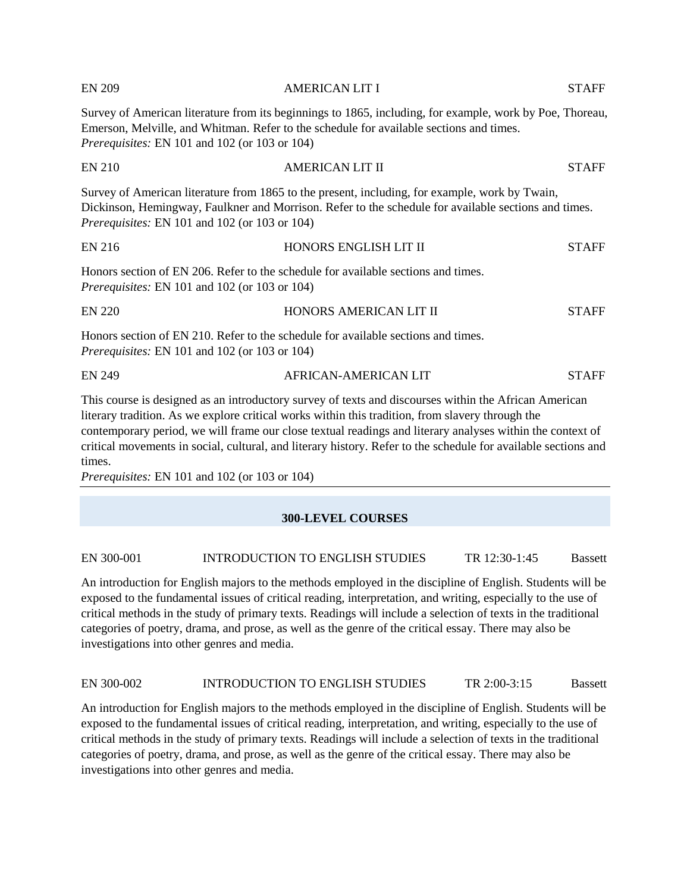EN 209 AMERICAN LIT I STAFF

Survey of American literature from its beginnings to 1865, including, for example, work by Poe, Thoreau, Emerson, Melville, and Whitman. Refer to the schedule for available sections and times.
*Prerequisites:* EN 101 and 102 (or 103 or 104)

EN 210 AMERICAN LIT II STAFF

Survey of American literature from 1865 to the present, including, for example, work by Twain, Dickinson, Hemingway, Faulkner and Morrison. Refer to the schedule for available sections and times.
*Prerequisites:* EN 101 and 102 (or 103 or 104)

EN 216 HONORS ENGLISH LIT II STAFF

Honors section of EN 206. Refer to the schedule for available sections and times.
*Prerequisites:* EN 101 and 102 (or 103 or 104)

EN 220 HONORS AMERICAN LIT II STAFF

Honors section of EN 210. Refer to the schedule for available sections and times.
*Prerequisites:* EN 101 and 102 (or 103 or 104)

EN 249 AFRICAN-AMERICAN LIT STAFF

This course is designed as an introductory survey of texts and discourses within the African American literary tradition. As we explore critical works within this tradition, from slavery through the contemporary period, we will frame our close textual readings and literary analyses within the context of critical movements in social, cultural, and literary history. Refer to the schedule for available sections and times.
*Prerequisites:* EN 101 and 102 (or 103 or 104)

---

## 300-LEVEL COURSES

EN 300-001 INTRODUCTION TO ENGLISH STUDIES TR 12:30-1:45 Bassett

An introduction for English majors to the methods employed in the discipline of English. Students will be exposed to the fundamental issues of critical reading, interpretation, and writing, especially to the use of critical methods in the study of primary texts. Readings will include a selection of texts in the traditional categories of poetry, drama, and prose, as well as the genre of the critical essay. There may also be investigations into other genres and media.

EN 300-002 INTRODUCTION TO ENGLISH STUDIES TR 2:00-3:15 Bassett

An introduction for English majors to the methods employed in the discipline of English. Students will be exposed to the fundamental issues of critical reading, interpretation, and writing, especially to the use of critical methods in the study of primary texts. Readings will include a selection of texts in the traditional categories of poetry, drama, and prose, as well as the genre of the critical essay. There may also be investigations into other genres and media.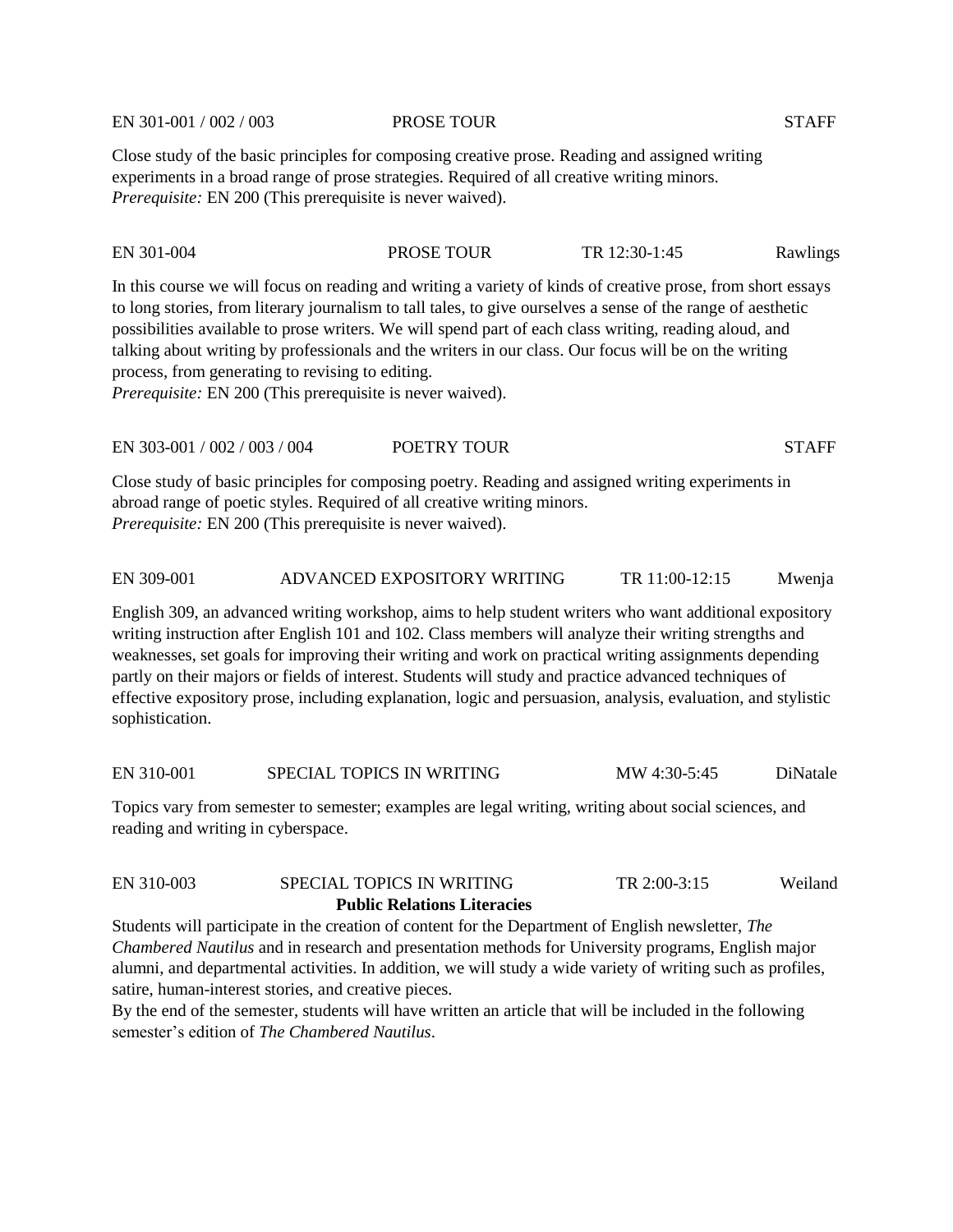EN 301-001 / 002 / 003 PROSE TOUR STAFF

Close study of the basic principles for composing creative prose. Reading and assigned writing experiments in a broad range of prose strategies. Required of all creative writing minors.
*Prerequisite:* EN 200 (This prerequisite is never waived).

EN 301-004 PROSE TOUR TR 12:30-1:45 Rawlings

In this course we will focus on reading and writing a variety of kinds of creative prose, from short essays to long stories, from literary journalism to tall tales, to give ourselves a sense of the range of aesthetic possibilities available to prose writers. We will spend part of each class writing, reading aloud, and talking about writing by professionals and the writers in our class. Our focus will be on the writing process, from generating to revising to editing.
*Prerequisite:* EN 200 (This prerequisite is never waived).

EN 303-001 / 002 / 003 / 004 POETRY TOUR STAFF

Close study of basic principles for composing poetry. Reading and assigned writing experiments in abroad range of poetic styles. Required of all creative writing minors.
*Prerequisite:* EN 200 (This prerequisite is never waived).

EN 309-001 ADVANCED EXPOSITORY WRITING TR 11:00-12:15 Mwenja

English 309, an advanced writing workshop, aims to help student writers who want additional expository writing instruction after English 101 and 102. Class members will analyze their writing strengths and weaknesses, set goals for improving their writing and work on practical writing assignments depending partly on their majors or fields of interest. Students will study and practice advanced techniques of effective expository prose, including explanation, logic and persuasion, analysis, evaluation, and stylistic sophistication.

EN 310-001 SPECIAL TOPICS IN WRITING MW 4:30-5:45 DiNatale

Topics vary from semester to semester; examples are legal writing, writing about social sciences, and reading and writing in cyberspace.

EN 310-003 SPECIAL TOPICS IN WRITING TR 2:00-3:15 Weiland

**Public Relations Literacies**

Students will participate in the creation of content for the Department of English newsletter, *The Chambered Nautilus* and in research and presentation methods for University programs, English major alumni, and departmental activities. In addition, we will study a wide variety of writing such as profiles, satire, human-interest stories, and creative pieces.
By the end of the semester, students will have written an article that will be included in the following semester's edition of *The Chambered Nautilus*.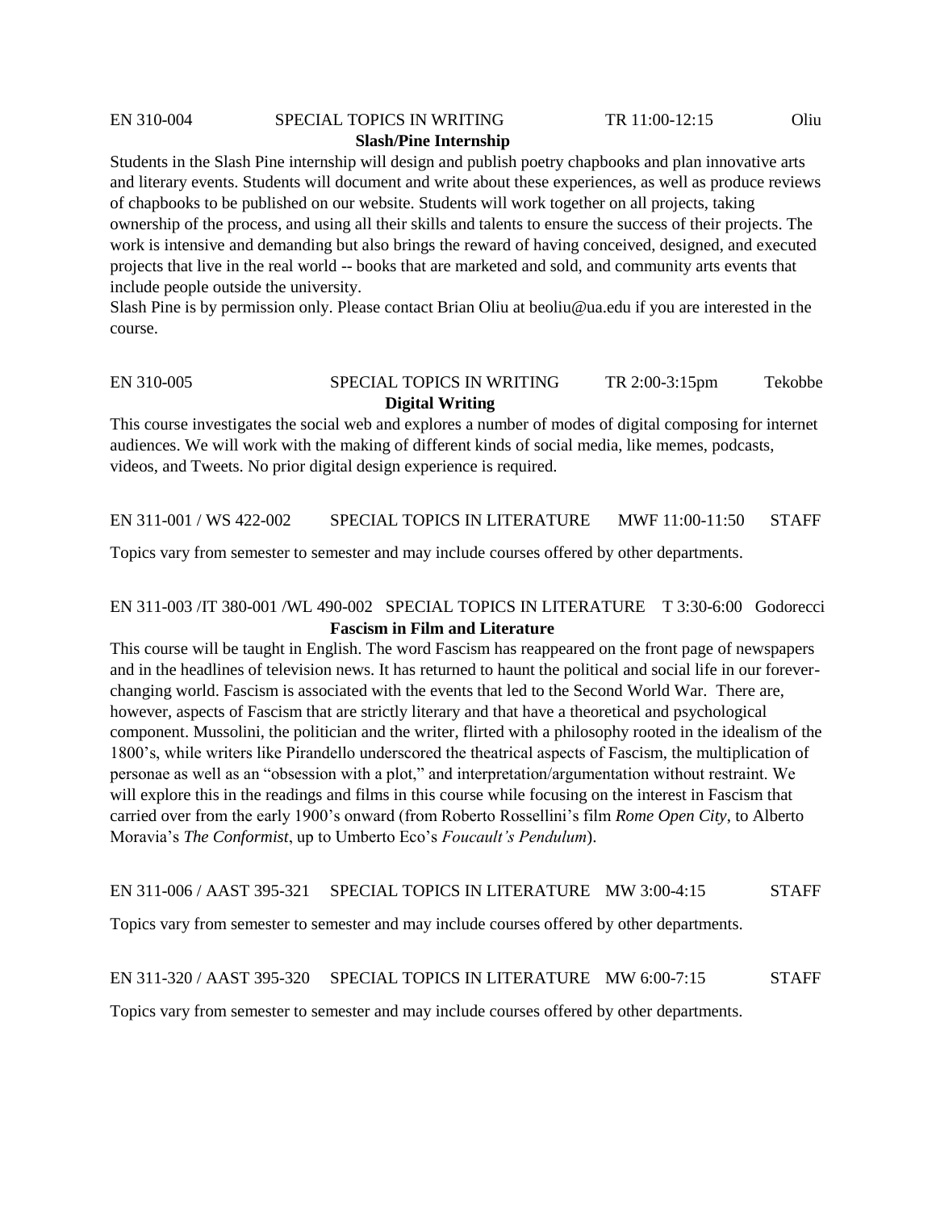EN 310-004 SPECIAL TOPICS IN WRITING TR 11:00-12:15 Oliu

**Slash/Pine Internship**

Students in the Slash Pine internship will design and publish poetry chapbooks and plan innovative arts and literary events. Students will document and write about these experiences, as well as produce reviews of chapbooks to be published on our website. Students will work together on all projects, taking ownership of the process, and using all their skills and talents to ensure the success of their projects. The work is intensive and demanding but also brings the reward of having conceived, designed, and executed projects that live in the real world -- books that are marketed and sold, and community arts events that include people outside the university.
Slash Pine is by permission only. Please contact Brian Oliu at beoliu@ua.edu if you are interested in the course.

EN 310-005 SPECIAL TOPICS IN WRITING TR 2:00-3:15pm Tekobbe

**Digital Writing**

This course investigates the social web and explores a number of modes of digital composing for internet audiences. We will work with the making of different kinds of social media, like memes, podcasts, videos, and Tweets. No prior digital design experience is required.

EN 311-001 / WS 422-002 SPECIAL TOPICS IN LITERATURE MWF 11:00-11:50 STAFF

Topics vary from semester to semester and may include courses offered by other departments.

EN 311-003 /IT 380-001 /WL 490-002 SPECIAL TOPICS IN LITERATURE T 3:30-6:00 Godorecci

**Fascism in Film and Literature**

This course will be taught in English. The word Fascism has reappeared on the front page of newspapers and in the headlines of television news. It has returned to haunt the political and social life in our forever-changing world. Fascism is associated with the events that led to the Second World War. There are, however, aspects of Fascism that are strictly literary and that have a theoretical and psychological component. Mussolini, the politician and the writer, flirted with a philosophy rooted in the idealism of the 1800's, while writers like Pirandello underscored the theatrical aspects of Fascism, the multiplication of personae as well as an "obsession with a plot," and interpretation/argumentation without restraint. We will explore this in the readings and films in this course while focusing on the interest in Fascism that carried over from the early 1900's onward (from Roberto Rossellini's film *Rome Open City*, to Alberto Moravia's *The Conformist*, up to Umberto Eco's *Foucault's Pendulum*).

EN 311-006 / AAST 395-321 SPECIAL TOPICS IN LITERATURE MW 3:00-4:15 STAFF

Topics vary from semester to semester and may include courses offered by other departments.

EN 311-320 / AAST 395-320 SPECIAL TOPICS IN LITERATURE MW 6:00-7:15 STAFF

Topics vary from semester to semester and may include courses offered by other departments.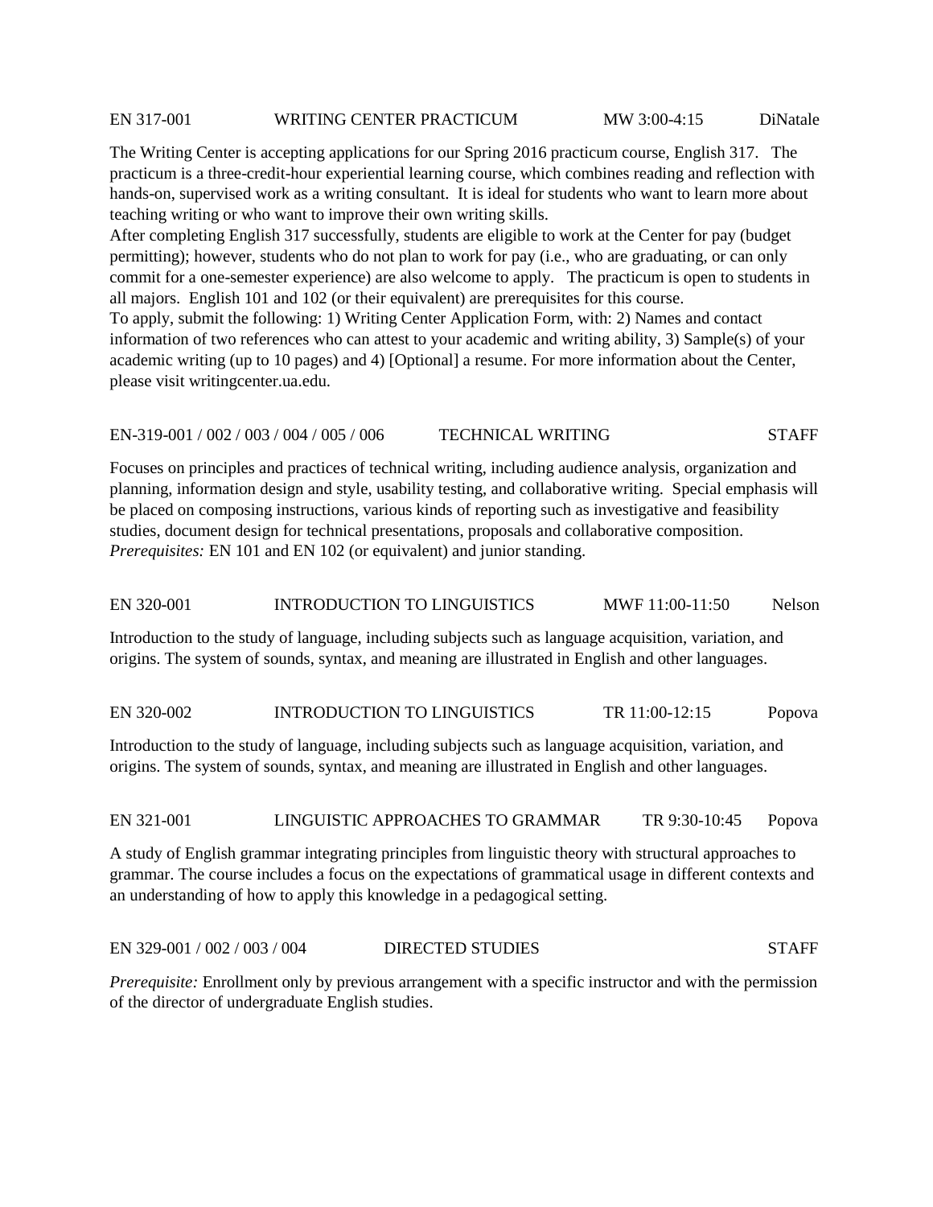**EN 317-001 | WRITING CENTER PRACTICUM | MW 3:00-4:15 | DiNatale**

The Writing Center is accepting applications for our Spring 2016 practicum course, English 317. The practicum is a three-credit-hour experiential learning course, which combines reading and reflection with hands-on, supervised work as a writing consultant. It is ideal for students who want to learn more about teaching writing or who want to improve their own writing skills.

After completing English 317 successfully, students are eligible to work at the Center for pay (budget permitting); however, students who do not plan to work for pay (i.e., who are graduating, or can only commit for a one-semester experience) are also welcome to apply. The practicum is open to students in all majors. English 101 and 102 (or their equivalent) are prerequisites for this course.

To apply, submit the following: 1) Writing Center Application Form, with: 2) Names and contact information of two references who can attest to your academic and writing ability, 3) Sample(s) of your academic writing (up to 10 pages) and 4) [Optional] a resume. For more information about the Center, please visit writingcenter.ua.edu.

**EN-319-001 / 002 / 003 / 004 / 005 / 006 | TECHNICAL WRITING | STAFF**

Focuses on principles and practices of technical writing, including audience analysis, organization and planning, information design and style, usability testing, and collaborative writing. Special emphasis will be placed on composing instructions, various kinds of reporting such as investigative and feasibility studies, document design for technical presentations, proposals and collaborative composition. *Prerequisites:* EN 101 and EN 102 (or equivalent) and junior standing.

**EN 320-001 | INTRODUCTION TO LINGUISTICS | MWF 11:00-11:50 | Nelson**

Introduction to the study of language, including subjects such as language acquisition, variation, and origins. The system of sounds, syntax, and meaning are illustrated in English and other languages.

**EN 320-002 | INTRODUCTION TO LINGUISTICS | TR 11:00-12:15 | Popova**

Introduction to the study of language, including subjects such as language acquisition, variation, and origins. The system of sounds, syntax, and meaning are illustrated in English and other languages.

**EN 321-001 | LINGUISTIC APPROACHES TO GRAMMAR | TR 9:30-10:45 | Popova**

A study of English grammar integrating principles from linguistic theory with structural approaches to grammar. The course includes a focus on the expectations of grammatical usage in different contexts and an understanding of how to apply this knowledge in a pedagogical setting.

**EN 329-001 / 002 / 003 / 004 | DIRECTED STUDIES | STAFF**

*Prerequisite:* Enrollment only by previous arrangement with a specific instructor and with the permission of the director of undergraduate English studies.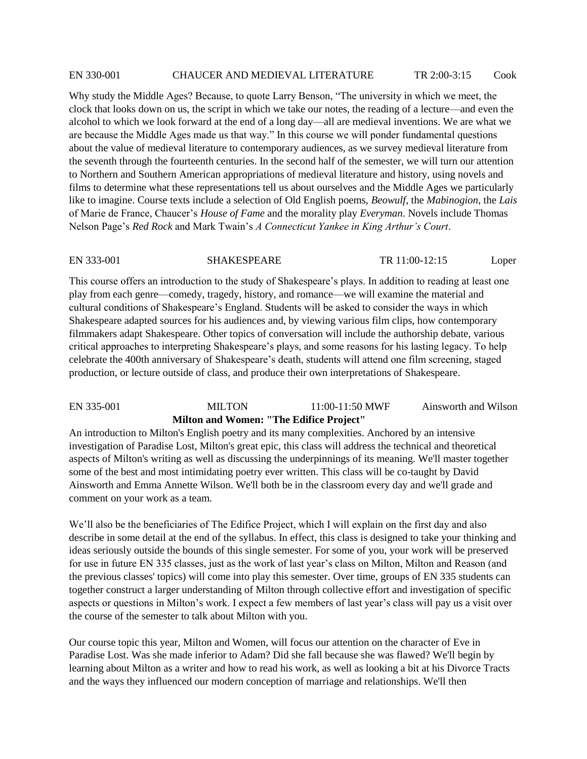EN 330-001 CHAUCER AND MEDIEVAL LITERATURE TR 2:00-3:15 Cook

Why study the Middle Ages? Because, to quote Larry Benson, "The university in which we meet, the clock that looks down on us, the script in which we take our notes, the reading of a lecture—and even the alcohol to which we look forward at the end of a long day—all are medieval inventions. We are what we are because the Middle Ages made us that way." In this course we will ponder fundamental questions about the value of medieval literature to contemporary audiences, as we survey medieval literature from the seventh through the fourteenth centuries. In the second half of the semester, we will turn our attention to Northern and Southern American appropriations of medieval literature and history, using novels and films to determine what these representations tell us about ourselves and the Middle Ages we particularly like to imagine. Course texts include a selection of Old English poems, *Beowulf*, the *Mabinogion*, the *Lais* of Marie de France, Chaucer's *House of Fame* and the morality play *Everyman*. Novels include Thomas Nelson Page's *Red Rock* and Mark Twain's *A Connecticut Yankee in King Arthur's Court*.

EN 333-001 SHAKESPEARE TR 11:00-12:15 Loper

This course offers an introduction to the study of Shakespeare's plays. In addition to reading at least one play from each genre—comedy, tragedy, history, and romance—we will examine the material and cultural conditions of Shakespeare's England. Students will be asked to consider the ways in which Shakespeare adapted sources for his audiences and, by viewing various film clips, how contemporary filmmakers adapt Shakespeare. Other topics of conversation will include the authorship debate, various critical approaches to interpreting Shakespeare's plays, and some reasons for his lasting legacy. To help celebrate the 400th anniversary of Shakespeare's death, students will attend one film screening, staged production, or lecture outside of class, and produce their own interpretations of Shakespeare.

EN 335-001 MILTON 11:00-11:50 MWF Ainsworth and Wilson

**Milton and Women: "The Edifice Project"**

An introduction to Milton's English poetry and its many complexities. Anchored by an intensive investigation of Paradise Lost, Milton's great epic, this class will address the technical and theoretical aspects of Milton's writing as well as discussing the underpinnings of its meaning. We'll master together some of the best and most intimidating poetry ever written. This class will be co-taught by David Ainsworth and Emma Annette Wilson. We'll both be in the classroom every day and we'll grade and comment on your work as a team.

We'll also be the beneficiaries of The Edifice Project, which I will explain on the first day and also describe in some detail at the end of the syllabus. In effect, this class is designed to take your thinking and ideas seriously outside the bounds of this single semester. For some of you, your work will be preserved for use in future EN 335 classes, just as the work of last year's class on Milton, Milton and Reason (and the previous classes' topics) will come into play this semester. Over time, groups of EN 335 students can together construct a larger understanding of Milton through collective effort and investigation of specific aspects or questions in Milton's work. I expect a few members of last year's class will pay us a visit over the course of the semester to talk about Milton with you.

Our course topic this year, Milton and Women, will focus our attention on the character of Eve in Paradise Lost. Was she made inferior to Adam? Did she fall because she was flawed? We'll begin by learning about Milton as a writer and how to read his work, as well as looking a bit at his Divorce Tracts and the ways they influenced our modern conception of marriage and relationships. We'll then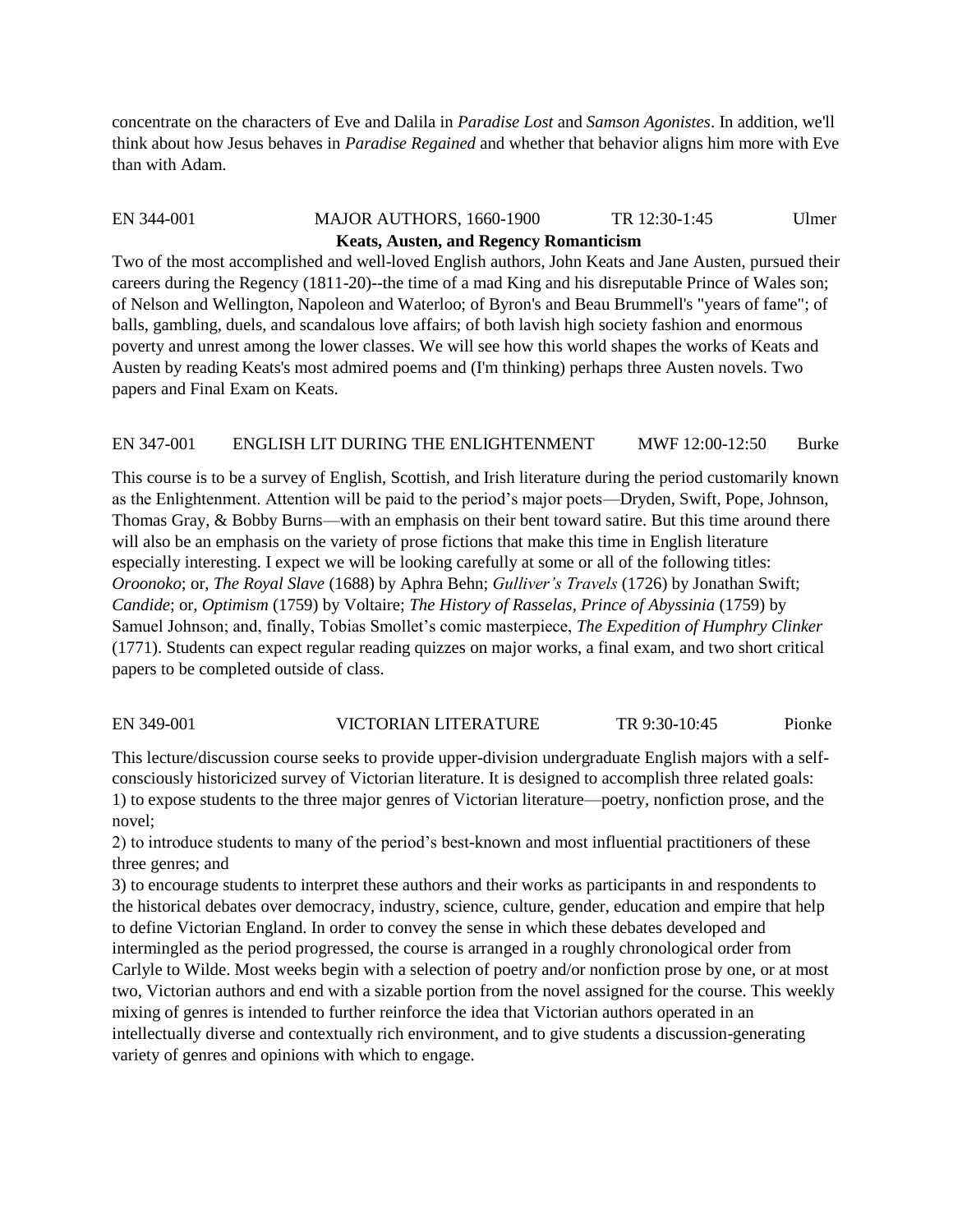concentrate on the characters of Eve and Dalila in *Paradise Lost* and *Samson Agonistes*. In addition, we'll think about how Jesus behaves in *Paradise Regained* and whether that behavior aligns him more with Eve than with Adam.

EN 344-001 MAJOR AUTHORS, 1660-1900 TR 12:30-1:45 Ulmer

**Keats, Austen, and Regency Romanticism**

Two of the most accomplished and well-loved English authors, John Keats and Jane Austen, pursued their careers during the Regency (1811-20)--the time of a mad King and his disreputable Prince of Wales son; of Nelson and Wellington, Napoleon and Waterloo; of Byron's and Beau Brummell's "years of fame"; of balls, gambling, duels, and scandalous love affairs; of both lavish high society fashion and enormous poverty and unrest among the lower classes. We will see how this world shapes the works of Keats and Austen by reading Keats's most admired poems and (I'm thinking) perhaps three Austen novels. Two papers and Final Exam on Keats.

EN 347-001 ENGLISH LIT DURING THE ENLIGHTENMENT MWF 12:00-12:50 Burke

This course is to be a survey of English, Scottish, and Irish literature during the period customarily known as the Enlightenment. Attention will be paid to the period's major poets—Dryden, Swift, Pope, Johnson, Thomas Gray, & Bobby Burns—with an emphasis on their bent toward satire. But this time around there will also be an emphasis on the variety of prose fictions that make this time in English literature especially interesting. I expect we will be looking carefully at some or all of the following titles: *Oroonoko*; or, *The Royal Slave* (1688) by Aphra Behn; *Gulliver's Travels* (1726) by Jonathan Swift; *Candide*; or, *Optimism* (1759) by Voltaire; *The History of Rasselas, Prince of Abyssinia* (1759) by Samuel Johnson; and, finally, Tobias Smollet's comic masterpiece, *The Expedition of Humphry Clinker* (1771). Students can expect regular reading quizzes on major works, a final exam, and two short critical papers to be completed outside of class.

EN 349-001 VICTORIAN LITERATURE TR 9:30-10:45 Pionke

This lecture/discussion course seeks to provide upper-division undergraduate English majors with a self-consciously historicized survey of Victorian literature. It is designed to accomplish three related goals:
1) to expose students to the three major genres of Victorian literature—poetry, nonfiction prose, and the novel;
2) to introduce students to many of the period's best-known and most influential practitioners of these three genres; and
3) to encourage students to interpret these authors and their works as participants in and respondents to the historical debates over democracy, industry, science, culture, gender, education and empire that help to define Victorian England. In order to convey the sense in which these debates developed and intermingled as the period progressed, the course is arranged in a roughly chronological order from Carlyle to Wilde. Most weeks begin with a selection of poetry and/or nonfiction prose by one, or at most two, Victorian authors and end with a sizable portion from the novel assigned for the course. This weekly mixing of genres is intended to further reinforce the idea that Victorian authors operated in an intellectually diverse and contextually rich environment, and to give students a discussion-generating variety of genres and opinions with which to engage.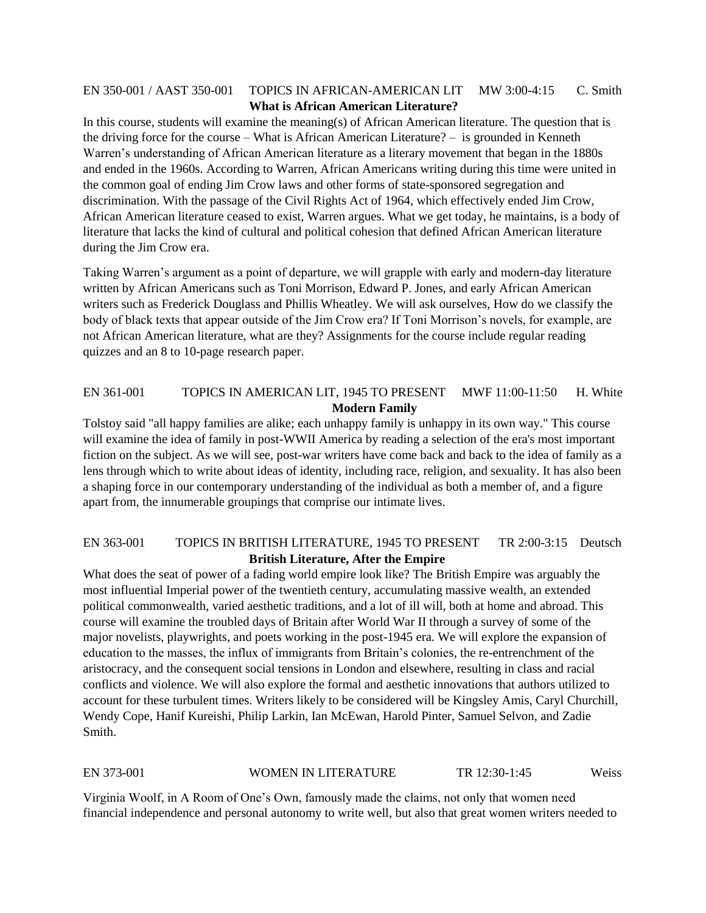EN 350-001 / AAST 350-001 TOPICS IN AFRICAN-AMERICAN LIT MW 3:00-4:15 C. Smith

**What is African American Literature?**

In this course, students will examine the meaning(s) of African American literature. The question that is the driving force for the course – What is African American Literature? – is grounded in Kenneth Warren's understanding of African American literature as a literary movement that began in the 1880s and ended in the 1960s. According to Warren, African Americans writing during this time were united in the common goal of ending Jim Crow laws and other forms of state-sponsored segregation and discrimination. With the passage of the Civil Rights Act of 1964, which effectively ended Jim Crow, African American literature ceased to exist, Warren argues. What we get today, he maintains, is a body of literature that lacks the kind of cultural and political cohesion that defined African American literature during the Jim Crow era.

Taking Warren's argument as a point of departure, we will grapple with early and modern-day literature written by African Americans such as Toni Morrison, Edward P. Jones, and early African American writers such as Frederick Douglass and Phillis Wheatley. We will ask ourselves, How do we classify the body of black texts that appear outside of the Jim Crow era? If Toni Morrison's novels, for example, are not African American literature, what are they? Assignments for the course include regular reading quizzes and an 8 to 10-page research paper.

EN 361-001 TOPICS IN AMERICAN LIT, 1945 TO PRESENT MWF 11:00-11:50 H. White

**Modern Family**

Tolstoy said "all happy families are alike; each unhappy family is unhappy in its own way." This course will examine the idea of family in post-WWII America by reading a selection of the era's most important fiction on the subject. As we will see, post-war writers have come back and back to the idea of family as a lens through which to write about ideas of identity, including race, religion, and sexuality. It has also been a shaping force in our contemporary understanding of the individual as both a member of, and a figure apart from, the innumerable groupings that comprise our intimate lives.

EN 363-001 TOPICS IN BRITISH LITERATURE, 1945 TO PRESENT TR 2:00-3:15 Deutsch

**British Literature, After the Empire**

What does the seat of power of a fading world empire look like? The British Empire was arguably the most influential Imperial power of the twentieth century, accumulating massive wealth, an extended political commonwealth, varied aesthetic traditions, and a lot of ill will, both at home and abroad. This course will examine the troubled days of Britain after World War II through a survey of some of the major novelists, playwrights, and poets working in the post-1945 era. We will explore the expansion of education to the masses, the influx of immigrants from Britain's colonies, the re-entrenchment of the aristocracy, and the consequent social tensions in London and elsewhere, resulting in class and racial conflicts and violence. We will also explore the formal and aesthetic innovations that authors utilized to account for these turbulent times. Writers likely to be considered will be Kingsley Amis, Caryl Churchill, Wendy Cope, Hanif Kureishi, Philip Larkin, Ian McEwan, Harold Pinter, Samuel Selvon, and Zadie Smith.

EN 373-001 WOMEN IN LITERATURE TR 12:30-1:45 Weiss

Virginia Woolf, in A Room of One's Own, famously made the claims, not only that women need financial independence and personal autonomy to write well, but also that great women writers needed to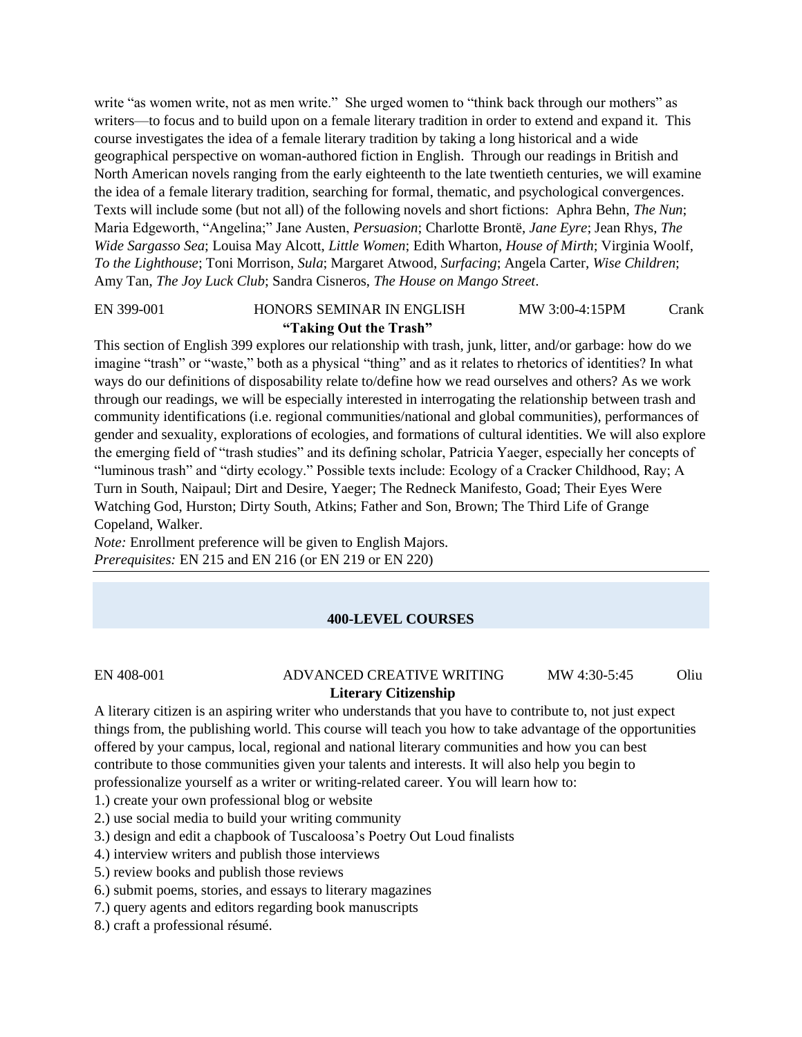write "as women write, not as men write." She urged women to "think back through our mothers" as writers—to focus and to build upon on a female literary tradition in order to extend and expand it. This course investigates the idea of a female literary tradition by taking a long historical and a wide geographical perspective on woman-authored fiction in English. Through our readings in British and North American novels ranging from the early eighteenth to the late twentieth centuries, we will examine the idea of a female literary tradition, searching for formal, thematic, and psychological convergences. Texts will include some (but not all) of the following novels and short fictions: Aphra Behn, *The Nun*; Maria Edgeworth, "Angelina;" Jane Austen, *Persuasion*; Charlotte Brontë, *Jane Eyre*; Jean Rhys, *The Wide Sargasso Sea*; Louisa May Alcott, *Little Women*; Edith Wharton, *House of Mirth*; Virginia Woolf, *To the Lighthouse*; Toni Morrison, *Sula*; Margaret Atwood, *Surfacing*; Angela Carter, *Wise Children*; Amy Tan, *The Joy Luck Club*; Sandra Cisneros, *The House on Mango Street*.

EN 399-001 HONORS SEMINAR IN ENGLISH MW 3:00-4:15PM Crank

**"Taking Out the Trash"**

This section of English 399 explores our relationship with trash, junk, litter, and/or garbage: how do we imagine "trash" or "waste," both as a physical "thing" and as it relates to rhetorics of identities? In what ways do our definitions of disposability relate to/define how we read ourselves and others? As we work through our readings, we will be especially interested in interrogating the relationship between trash and community identifications (i.e. regional communities/national and global communities), performances of gender and sexuality, explorations of ecologies, and formations of cultural identities. We will also explore the emerging field of "trash studies" and its defining scholar, Patricia Yaeger, especially her concepts of "luminous trash" and "dirty ecology." Possible texts include: Ecology of a Cracker Childhood, Ray; A Turn in South, Naipaul; Dirt and Desire, Yaeger; The Redneck Manifesto, Goad; Their Eyes Were Watching God, Hurston; Dirty South, Atkins; Father and Son, Brown; The Third Life of Grange Copeland, Walker.

*Note:* Enrollment preference will be given to English Majors.
*Prerequisites:* EN 215 and EN 216 (or EN 219 or EN 220)

---

## 400-LEVEL COURSES

EN 408-001 ADVANCED CREATIVE WRITING MW 4:30-5:45 Oliu

**Literary Citizenship**

A literary citizen is an aspiring writer who understands that you have to contribute to, not just expect things from, the publishing world. This course will teach you how to take advantage of the opportunities offered by your campus, local, regional and national literary communities and how you can best contribute to those communities given your talents and interests. It will also help you begin to professionalize yourself as a writer or writing-related career. You will learn how to:

1.) create your own professional blog or website
2.) use social media to build your writing community
3.) design and edit a chapbook of Tuscaloosa's Poetry Out Loud finalists
4.) interview writers and publish those interviews
5.) review books and publish those reviews
6.) submit poems, stories, and essays to literary magazines
7.) query agents and editors regarding book manuscripts
8.) craft a professional résumé.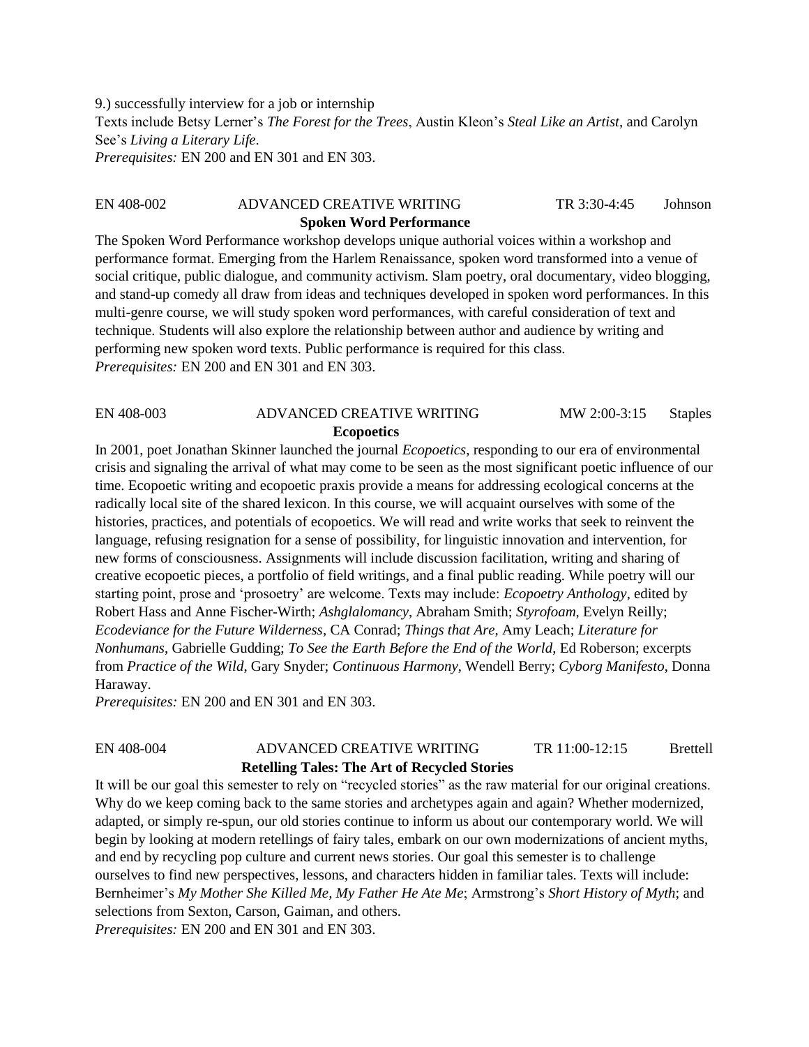9.) successfully interview for a job or internship
Texts include Betsy Lerner's *The Forest for the Trees*, Austin Kleon's *Steal Like an Artist*, and Carolyn See's *Living a Literary Life*.
*Prerequisites:* EN 200 and EN 301 and EN 303.

EN 408-002 ADVANCED CREATIVE WRITING TR 3:30-4:45 Johnson

**Spoken Word Performance**

The Spoken Word Performance workshop develops unique authorial voices within a workshop and performance format. Emerging from the Harlem Renaissance, spoken word transformed into a venue of social critique, public dialogue, and community activism. Slam poetry, oral documentary, video blogging, and stand-up comedy all draw from ideas and techniques developed in spoken word performances. In this multi-genre course, we will study spoken word performances, with careful consideration of text and technique. Students will also explore the relationship between author and audience by writing and performing new spoken word texts. Public performance is required for this class.
*Prerequisites:* EN 200 and EN 301 and EN 303.

EN 408-003 ADVANCED CREATIVE WRITING MW 2:00-3:15 Staples

**Ecopoetics**

In 2001, poet Jonathan Skinner launched the journal *Ecopoetics*, responding to our era of environmental crisis and signaling the arrival of what may come to be seen as the most significant poetic influence of our time. Ecopoetic writing and ecopoetic praxis provide a means for addressing ecological concerns at the radically local site of the shared lexicon. In this course, we will acquaint ourselves with some of the histories, practices, and potentials of ecopoetics. We will read and write works that seek to reinvent the language, refusing resignation for a sense of possibility, for linguistic innovation and intervention, for new forms of consciousness. Assignments will include discussion facilitation, writing and sharing of creative ecopoetic pieces, a portfolio of field writings, and a final public reading. While poetry will our starting point, prose and 'prosoetry' are welcome. Texts may include: *Ecopoetry Anthology*, edited by Robert Hass and Anne Fischer-Wirth; *Ashglalomancy*, Abraham Smith; *Styrofoam*, Evelyn Reilly; *Ecodeviance for the Future Wilderness*, CA Conrad; *Things that Are*, Amy Leach; *Literature for Nonhumans*, Gabrielle Gudding; *To See the Earth Before the End of the World*, Ed Roberson; excerpts from *Practice of the Wild*, Gary Snyder; *Continuous Harmony*, Wendell Berry; *Cyborg Manifesto*, Donna Haraway.
*Prerequisites:* EN 200 and EN 301 and EN 303.

EN 408-004 ADVANCED CREATIVE WRITING TR 11:00-12:15 Brettell

**Retelling Tales: The Art of Recycled Stories**

It will be our goal this semester to rely on "recycled stories" as the raw material for our original creations. Why do we keep coming back to the same stories and archetypes again and again? Whether modernized, adapted, or simply re-spun, our old stories continue to inform us about our contemporary world. We will begin by looking at modern retellings of fairy tales, embark on our own modernizations of ancient myths, and end by recycling pop culture and current news stories. Our goal this semester is to challenge ourselves to find new perspectives, lessons, and characters hidden in familiar tales. Texts will include: Bernheimer's *My Mother She Killed Me, My Father He Ate Me*; Armstrong's *Short History of Myth*; and selections from Sexton, Carson, Gaiman, and others.
*Prerequisites:* EN 200 and EN 301 and EN 303.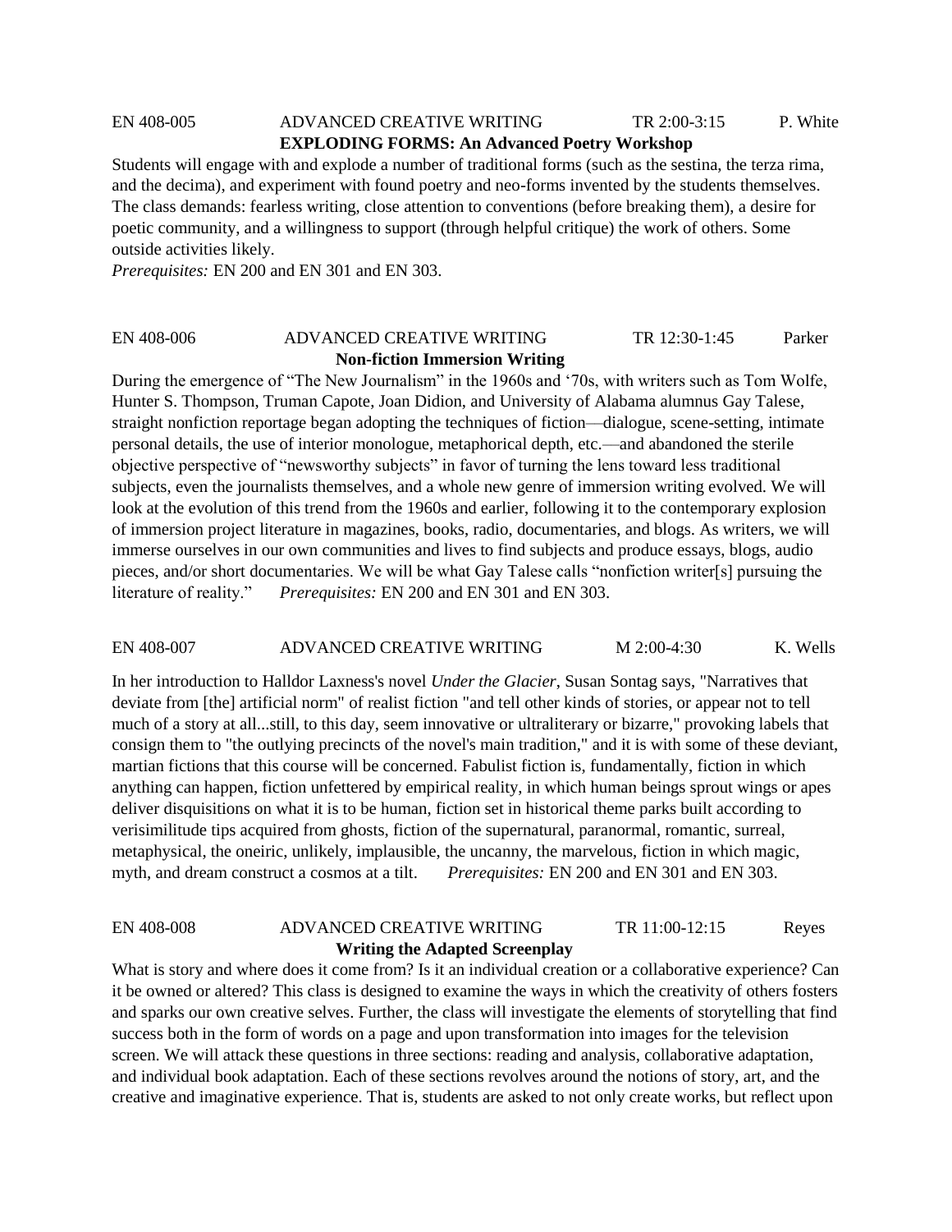EN 408-005 ADVANCED CREATIVE WRITING TR 2:00-3:15 P. White

**EXPLODING FORMS: An Advanced Poetry Workshop**

Students will engage with and explode a number of traditional forms (such as the sestina, the terza rima, and the decima), and experiment with found poetry and neo-forms invented by the students themselves. The class demands: fearless writing, close attention to conventions (before breaking them), a desire for poetic community, and a willingness to support (through helpful critique) the work of others. Some outside activities likely.

*Prerequisites:* EN 200 and EN 301 and EN 303.

EN 408-006 ADVANCED CREATIVE WRITING TR 12:30-1:45 Parker

**Non-fiction Immersion Writing**

During the emergence of "The New Journalism" in the 1960s and '70s, with writers such as Tom Wolfe, Hunter S. Thompson, Truman Capote, Joan Didion, and University of Alabama alumnus Gay Talese, straight nonfiction reportage began adopting the techniques of fiction—dialogue, scene-setting, intimate personal details, the use of interior monologue, metaphorical depth, etc.—and abandoned the sterile objective perspective of "newsworthy subjects" in favor of turning the lens toward less traditional subjects, even the journalists themselves, and a whole new genre of immersion writing evolved. We will look at the evolution of this trend from the 1960s and earlier, following it to the contemporary explosion of immersion project literature in magazines, books, radio, documentaries, and blogs. As writers, we will immerse ourselves in our own communities and lives to find subjects and produce essays, blogs, audio pieces, and/or short documentaries. We will be what Gay Talese calls "nonfiction writer[s] pursuing the literature of reality." *Prerequisites:* EN 200 and EN 301 and EN 303.

EN 408-007 ADVANCED CREATIVE WRITING M 2:00-4:30 K. Wells

In her introduction to Halldor Laxness's novel *Under the Glacier*, Susan Sontag says, "Narratives that deviate from [the] artificial norm" of realist fiction "and tell other kinds of stories, or appear not to tell much of a story at all...still, to this day, seem innovative or ultraliterary or bizarre," provoking labels that consign them to "the outlying precincts of the novel's main tradition," and it is with some of these deviant, martian fictions that this course will be concerned. Fabulist fiction is, fundamentally, fiction in which anything can happen, fiction unfettered by empirical reality, in which human beings sprout wings or apes deliver disquisitions on what it is to be human, fiction set in historical theme parks built according to verisimilitude tips acquired from ghosts, fiction of the supernatural, paranormal, romantic, surreal, metaphysical, the oneiric, unlikely, implausible, the uncanny, the marvelous, fiction in which magic, myth, and dream construct a cosmos at a tilt. *Prerequisites:* EN 200 and EN 301 and EN 303.

EN 408-008 ADVANCED CREATIVE WRITING TR 11:00-12:15 Reyes

**Writing the Adapted Screenplay**

What is story and where does it come from? Is it an individual creation or a collaborative experience? Can it be owned or altered? This class is designed to examine the ways in which the creativity of others fosters and sparks our own creative selves. Further, the class will investigate the elements of storytelling that find success both in the form of words on a page and upon transformation into images for the television screen. We will attack these questions in three sections: reading and analysis, collaborative adaptation, and individual book adaptation. Each of these sections revolves around the notions of story, art, and the creative and imaginative experience. That is, students are asked to not only create works, but reflect upon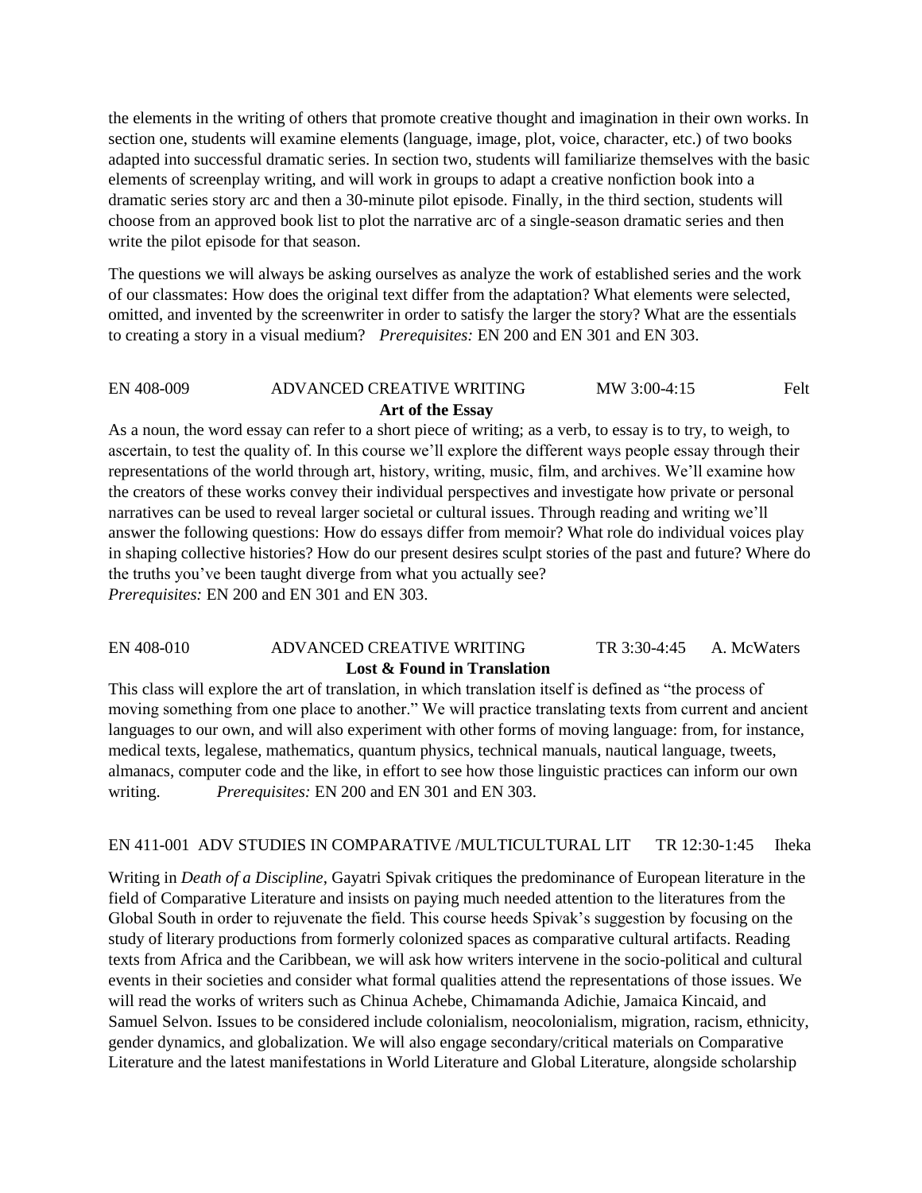the elements in the writing of others that promote creative thought and imagination in their own works. In section one, students will examine elements (language, image, plot, voice, character, etc.) of two books adapted into successful dramatic series. In section two, students will familiarize themselves with the basic elements of screenplay writing, and will work in groups to adapt a creative nonfiction book into a dramatic series story arc and then a 30-minute pilot episode. Finally, in the third section, students will choose from an approved book list to plot the narrative arc of a single-season dramatic series and then write the pilot episode for that season.

The questions we will always be asking ourselves as analyze the work of established series and the work of our classmates: How does the original text differ from the adaptation? What elements were selected, omitted, and invented by the screenwriter in order to satisfy the larger the story? What are the essentials to creating a story in a visual medium? *Prerequisites:* EN 200 and EN 301 and EN 303.

EN 408-009 ADVANCED CREATIVE WRITING MW 3:00-4:15 Felt

**Art of the Essay**

As a noun, the word essay can refer to a short piece of writing; as a verb, to essay is to try, to weigh, to ascertain, to test the quality of. In this course we'll explore the different ways people essay through their representations of the world through art, history, writing, music, film, and archives. We'll examine how the creators of these works convey their individual perspectives and investigate how private or personal narratives can be used to reveal larger societal or cultural issues. Through reading and writing we'll answer the following questions: How do essays differ from memoir? What role do individual voices play in shaping collective histories? How do our present desires sculpt stories of the past and future? Where do the truths you've been taught diverge from what you actually see?
*Prerequisites:* EN 200 and EN 301 and EN 303.

EN 408-010 ADVANCED CREATIVE WRITING TR 3:30-4:45 A. McWaters

**Lost & Found in Translation**

This class will explore the art of translation, in which translation itself is defined as "the process of moving something from one place to another." We will practice translating texts from current and ancient languages to our own, and will also experiment with other forms of moving language: from, for instance, medical texts, legalese, mathematics, quantum physics, technical manuals, nautical language, tweets, almanacs, computer code and the like, in effort to see how those linguistic practices can inform our own writing. *Prerequisites:* EN 200 and EN 301 and EN 303.

EN 411-001 ADV STUDIES IN COMPARATIVE /MULTICULTURAL LIT TR 12:30-1:45 Iheka

Writing in *Death of a Discipline*, Gayatri Spivak critiques the predominance of European literature in the field of Comparative Literature and insists on paying much needed attention to the literatures from the Global South in order to rejuvenate the field. This course heeds Spivak's suggestion by focusing on the study of literary productions from formerly colonized spaces as comparative cultural artifacts. Reading texts from Africa and the Caribbean, we will ask how writers intervene in the socio-political and cultural events in their societies and consider what formal qualities attend the representations of those issues. We will read the works of writers such as Chinua Achebe, Chimamanda Adichie, Jamaica Kincaid, and Samuel Selvon. Issues to be considered include colonialism, neocolonialism, migration, racism, ethnicity, gender dynamics, and globalization. We will also engage secondary/critical materials on Comparative Literature and the latest manifestations in World Literature and Global Literature, alongside scholarship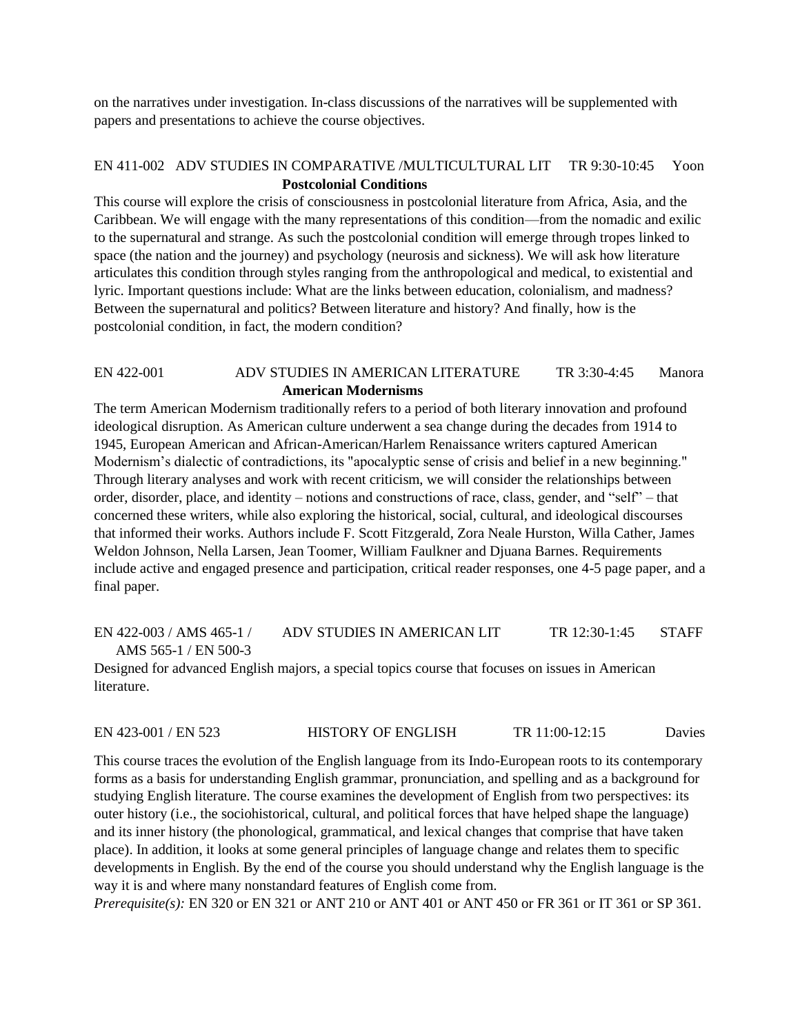on the narratives under investigation. In-class discussions of the narratives will be supplemented with papers and presentations to achieve the course objectives.

EN 411-002 ADV STUDIES IN COMPARATIVE /MULTICULTURAL LIT TR 9:30-10:45 Yoon

**Postcolonial Conditions**

This course will explore the crisis of consciousness in postcolonial literature from Africa, Asia, and the Caribbean. We will engage with the many representations of this condition—from the nomadic and exilic to the supernatural and strange. As such the postcolonial condition will emerge through tropes linked to space (the nation and the journey) and psychology (neurosis and sickness). We will ask how literature articulates this condition through styles ranging from the anthropological and medical, to existential and lyric. Important questions include: What are the links between education, colonialism, and madness? Between the supernatural and politics? Between literature and history? And finally, how is the postcolonial condition, in fact, the modern condition?

EN 422-001 ADV STUDIES IN AMERICAN LITERATURE TR 3:30-4:45 Manora

**American Modernisms**

The term American Modernism traditionally refers to a period of both literary innovation and profound ideological disruption. As American culture underwent a sea change during the decades from 1914 to 1945, European American and African-American/Harlem Renaissance writers captured American Modernism's dialectic of contradictions, its "apocalyptic sense of crisis and belief in a new beginning." Through literary analyses and work with recent criticism, we will consider the relationships between order, disorder, place, and identity – notions and constructions of race, class, gender, and "self" – that concerned these writers, while also exploring the historical, social, cultural, and ideological discourses that informed their works. Authors include F. Scott Fitzgerald, Zora Neale Hurston, Willa Cather, James Weldon Johnson, Nella Larsen, Jean Toomer, William Faulkner and Djuana Barnes. Requirements include active and engaged presence and participation, critical reader responses, one 4-5 page paper, and a final paper.

EN 422-003 / AMS 465-1 / AMS 565-1 / EN 500-3 ADV STUDIES IN AMERICAN LIT TR 12:30-1:45 STAFF

Designed for advanced English majors, a special topics course that focuses on issues in American literature.

EN 423-001 / EN 523 HISTORY OF ENGLISH TR 11:00-12:15 Davies

This course traces the evolution of the English language from its Indo-European roots to its contemporary forms as a basis for understanding English grammar, pronunciation, and spelling and as a background for studying English literature. The course examines the development of English from two perspectives: its outer history (i.e., the sociohistorical, cultural, and political forces that have helped shape the language) and its inner history (the phonological, grammatical, and lexical changes that comprise that have taken place). In addition, it looks at some general principles of language change and relates them to specific developments in English. By the end of the course you should understand why the English language is the way it is and where many nonstandard features of English come from.

*Prerequisite(s):* EN 320 or EN 321 or ANT 210 or ANT 401 or ANT 450 or FR 361 or IT 361 or SP 361.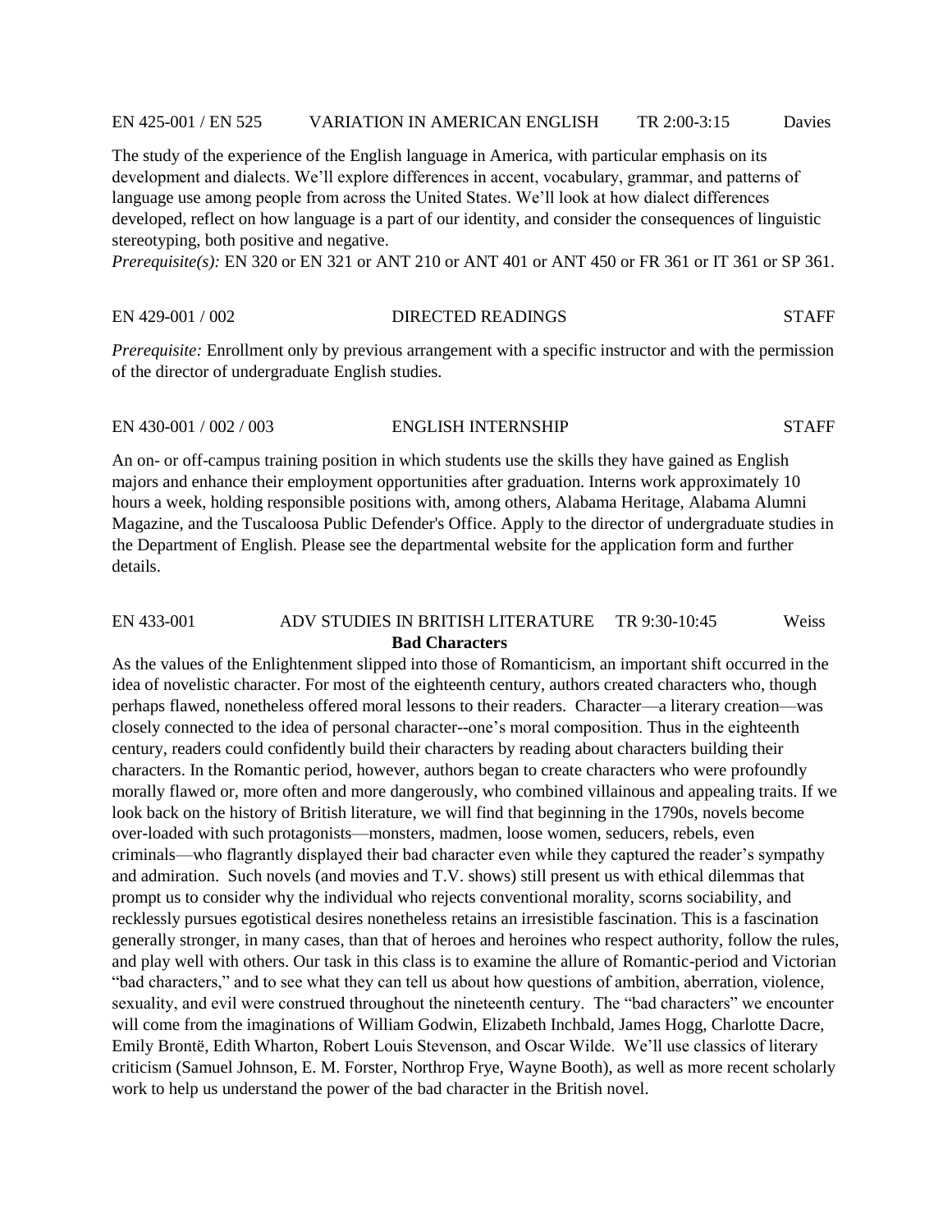EN 425-001 / EN 525 VARIATION IN AMERICAN ENGLISH TR 2:00-3:15 Davies

The study of the experience of the English language in America, with particular emphasis on its development and dialects. We'll explore differences in accent, vocabulary, grammar, and patterns of language use among people from across the United States. We'll look at how dialect differences developed, reflect on how language is a part of our identity, and consider the consequences of linguistic stereotyping, both positive and negative.
*Prerequisite(s):* EN 320 or EN 321 or ANT 210 or ANT 401 or ANT 450 or FR 361 or IT 361 or SP 361.

EN 429-001 / 002 DIRECTED READINGS STAFF

*Prerequisite:* Enrollment only by previous arrangement with a specific instructor and with the permission of the director of undergraduate English studies.

EN 430-001 / 002 / 003 ENGLISH INTERNSHIP STAFF

An on- or off-campus training position in which students use the skills they have gained as English majors and enhance their employment opportunities after graduation. Interns work approximately 10 hours a week, holding responsible positions with, among others, Alabama Heritage, Alabama Alumni Magazine, and the Tuscaloosa Public Defender's Office. Apply to the director of undergraduate studies in the Department of English. Please see the departmental website for the application form and further details.

EN 433-001 ADV STUDIES IN BRITISH LITERATURE TR 9:30-10:45 Weiss

**Bad Characters**

As the values of the Enlightenment slipped into those of Romanticism, an important shift occurred in the idea of novelistic character. For most of the eighteenth century, authors created characters who, though perhaps flawed, nonetheless offered moral lessons to their readers. Character—a literary creation—was closely connected to the idea of personal character--one's moral composition. Thus in the eighteenth century, readers could confidently build their characters by reading about characters building their characters. In the Romantic period, however, authors began to create characters who were profoundly morally flawed or, more often and more dangerously, who combined villainous and appealing traits. If we look back on the history of British literature, we will find that beginning in the 1790s, novels become over-loaded with such protagonists—monsters, madmen, loose women, seducers, rebels, even criminals—who flagrantly displayed their bad character even while they captured the reader's sympathy and admiration. Such novels (and movies and T.V. shows) still present us with ethical dilemmas that prompt us to consider why the individual who rejects conventional morality, scorns sociability, and recklessly pursues egotistical desires nonetheless retains an irresistible fascination. This is a fascination generally stronger, in many cases, than that of heroes and heroines who respect authority, follow the rules, and play well with others. Our task in this class is to examine the allure of Romantic-period and Victorian "bad characters," and to see what they can tell us about how questions of ambition, aberration, violence, sexuality, and evil were construed throughout the nineteenth century. The "bad characters" we encounter will come from the imaginations of William Godwin, Elizabeth Inchbald, James Hogg, Charlotte Dacre, Emily Brontë, Edith Wharton, Robert Louis Stevenson, and Oscar Wilde. We'll use classics of literary criticism (Samuel Johnson, E. M. Forster, Northrop Frye, Wayne Booth), as well as more recent scholarly work to help us understand the power of the bad character in the British novel.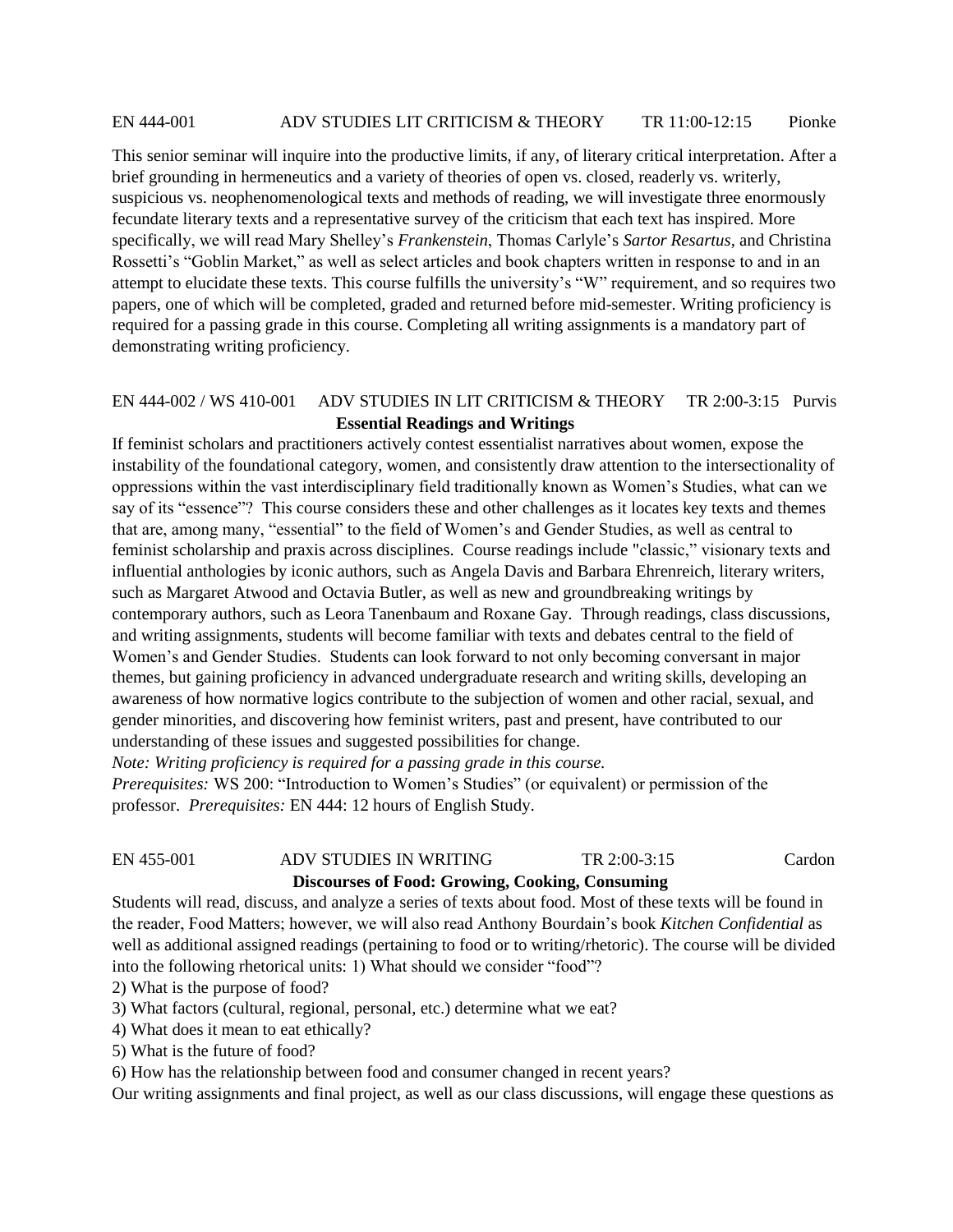EN 444-001 ADV STUDIES LIT CRITICISM & THEORY TR 11:00-12:15 Pionke

This senior seminar will inquire into the productive limits, if any, of literary critical interpretation. After a brief grounding in hermeneutics and a variety of theories of open vs. closed, readerly vs. writerly, suspicious vs. neophenomenological texts and methods of reading, we will investigate three enormously fecundate literary texts and a representative survey of the criticism that each text has inspired. More specifically, we will read Mary Shelley's *Frankenstein*, Thomas Carlyle's *Sartor Resartus*, and Christina Rossetti's "Goblin Market," as well as select articles and book chapters written in response to and in an attempt to elucidate these texts. This course fulfills the university's "W" requirement, and so requires two papers, one of which will be completed, graded and returned before mid-semester. Writing proficiency is required for a passing grade in this course. Completing all writing assignments is a mandatory part of demonstrating writing proficiency.

EN 444-002 / WS 410-001 ADV STUDIES IN LIT CRITICISM & THEORY TR 2:00-3:15 Purvis

**Essential Readings and Writings**

If feminist scholars and practitioners actively contest essentialist narratives about women, expose the instability of the foundational category, women, and consistently draw attention to the intersectionality of oppressions within the vast interdisciplinary field traditionally known as Women's Studies, what can we say of its "essence"? This course considers these and other challenges as it locates key texts and themes that are, among many, "essential" to the field of Women's and Gender Studies, as well as central to feminist scholarship and praxis across disciplines. Course readings include "classic," visionary texts and influential anthologies by iconic authors, such as Angela Davis and Barbara Ehrenreich, literary writers, such as Margaret Atwood and Octavia Butler, as well as new and groundbreaking writings by contemporary authors, such as Leora Tanenbaum and Roxane Gay. Through readings, class discussions, and writing assignments, students will become familiar with texts and debates central to the field of Women's and Gender Studies. Students can look forward to not only becoming conversant in major themes, but gaining proficiency in advanced undergraduate research and writing skills, developing an awareness of how normative logics contribute to the subjection of women and other racial, sexual, and gender minorities, and discovering how feminist writers, past and present, have contributed to our understanding of these issues and suggested possibilities for change.

*Note: Writing proficiency is required for a passing grade in this course.*

*Prerequisites:* WS 200: "Introduction to Women's Studies" (or equivalent) or permission of the professor. *Prerequisites:* EN 444: 12 hours of English Study.

EN 455-001 ADV STUDIES IN WRITING TR 2:00-3:15 Cardon

**Discourses of Food: Growing, Cooking, Consuming**

Students will read, discuss, and analyze a series of texts about food. Most of these texts will be found in the reader, Food Matters; however, we will also read Anthony Bourdain's book *Kitchen Confidential* as well as additional assigned readings (pertaining to food or to writing/rhetoric). The course will be divided into the following rhetorical units: 1) What should we consider "food"?

2) What is the purpose of food?

3) What factors (cultural, regional, personal, etc.) determine what we eat?

4) What does it mean to eat ethically?

5) What is the future of food?

6) How has the relationship between food and consumer changed in recent years?

Our writing assignments and final project, as well as our class discussions, will engage these questions as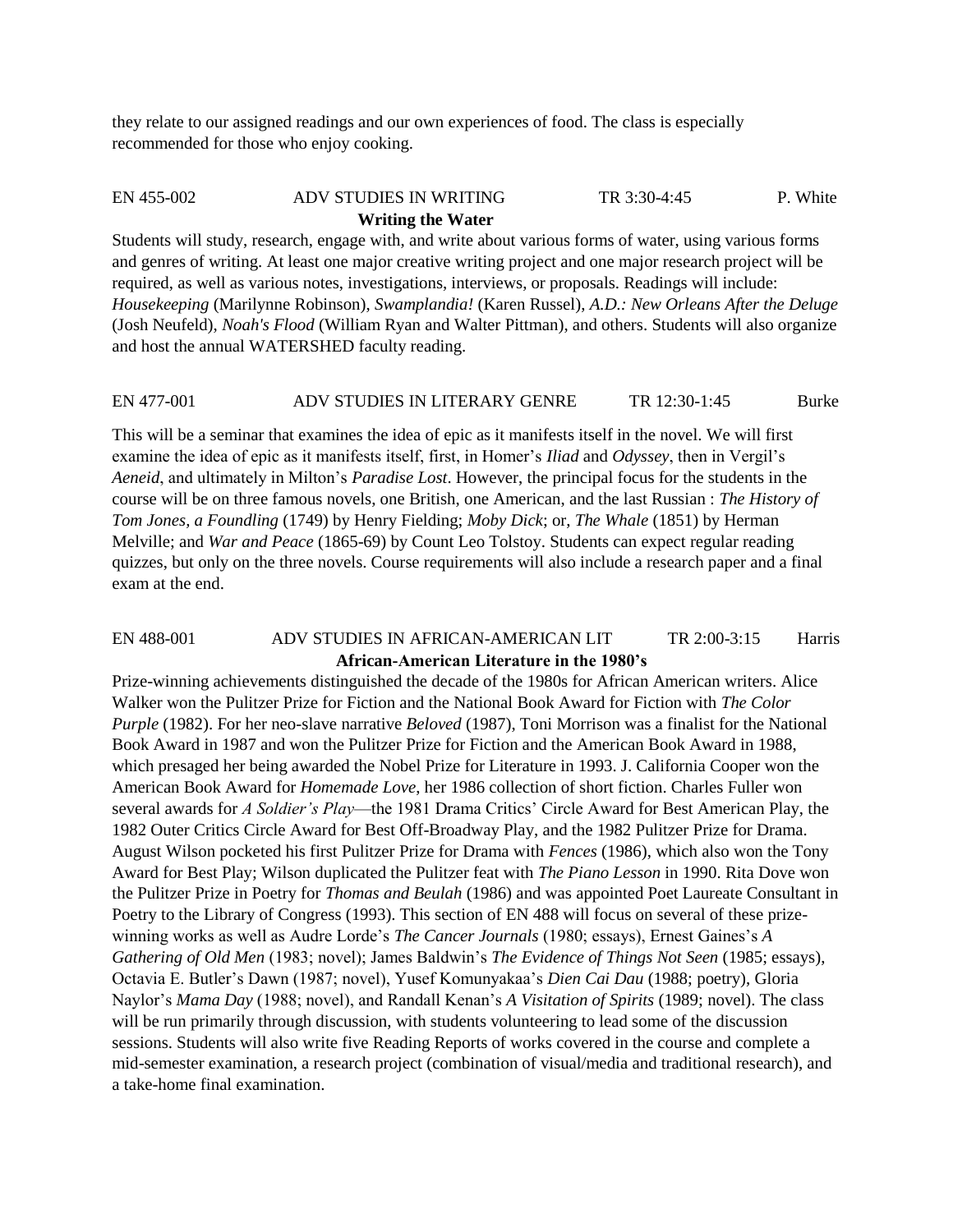they relate to our assigned readings and our own experiences of food. The class is especially recommended for those who enjoy cooking.

EN 455-002 ADV STUDIES IN WRITING TR 3:30-4:45 P. White

**Writing the Water**

Students will study, research, engage with, and write about various forms of water, using various forms and genres of writing. At least one major creative writing project and one major research project will be required, as well as various notes, investigations, interviews, or proposals. Readings will include: *Housekeeping* (Marilynne Robinson), *Swamplandia!* (Karen Russel), *A.D.: New Orleans After the Deluge* (Josh Neufeld), *Noah's Flood* (William Ryan and Walter Pittman), and others. Students will also organize and host the annual WATERSHED faculty reading.

EN 477-001 ADV STUDIES IN LITERARY GENRE TR 12:30-1:45 Burke

This will be a seminar that examines the idea of epic as it manifests itself in the novel. We will first examine the idea of epic as it manifests itself, first, in Homer's *Iliad* and *Odyssey*, then in Vergil's *Aeneid*, and ultimately in Milton's *Paradise Lost*. However, the principal focus for the students in the course will be on three famous novels, one British, one American, and the last Russian : *The History of Tom Jones, a Foundling* (1749) by Henry Fielding; *Moby Dick*; or, *The Whale* (1851) by Herman Melville; and *War and Peace* (1865-69) by Count Leo Tolstoy. Students can expect regular reading quizzes, but only on the three novels. Course requirements will also include a research paper and a final exam at the end.

EN 488-001 ADV STUDIES IN AFRICAN-AMERICAN LIT TR 2:00-3:15 Harris

**African-American Literature in the 1980's**

Prize-winning achievements distinguished the decade of the 1980s for African American writers. Alice Walker won the Pulitzer Prize for Fiction and the National Book Award for Fiction with *The Color Purple* (1982). For her neo-slave narrative *Beloved* (1987), Toni Morrison was a finalist for the National Book Award in 1987 and won the Pulitzer Prize for Fiction and the American Book Award in 1988, which presaged her being awarded the Nobel Prize for Literature in 1993. J. California Cooper won the American Book Award for *Homemade Love*, her 1986 collection of short fiction. Charles Fuller won several awards for *A Soldier's Play*—the 1981 Drama Critics' Circle Award for Best American Play, the 1982 Outer Critics Circle Award for Best Off-Broadway Play, and the 1982 Pulitzer Prize for Drama. August Wilson pocketed his first Pulitzer Prize for Drama with *Fences* (1986), which also won the Tony Award for Best Play; Wilson duplicated the Pulitzer feat with *The Piano Lesson* in 1990. Rita Dove won the Pulitzer Prize in Poetry for *Thomas and Beulah* (1986) and was appointed Poet Laureate Consultant in Poetry to the Library of Congress (1993). This section of EN 488 will focus on several of these prize-winning works as well as Audre Lorde's *The Cancer Journals* (1980; essays), Ernest Gaines's *A Gathering of Old Men* (1983; novel); James Baldwin's *The Evidence of Things Not Seen* (1985; essays), Octavia E. Butler's Dawn (1987; novel), Yusef Komunyakaa's *Dien Cai Dau* (1988; poetry), Gloria Naylor's *Mama Day* (1988; novel), and Randall Kenan's *A Visitation of Spirits* (1989; novel). The class will be run primarily through discussion, with students volunteering to lead some of the discussion sessions. Students will also write five Reading Reports of works covered in the course and complete a mid-semester examination, a research project (combination of visual/media and traditional research), and a take-home final examination.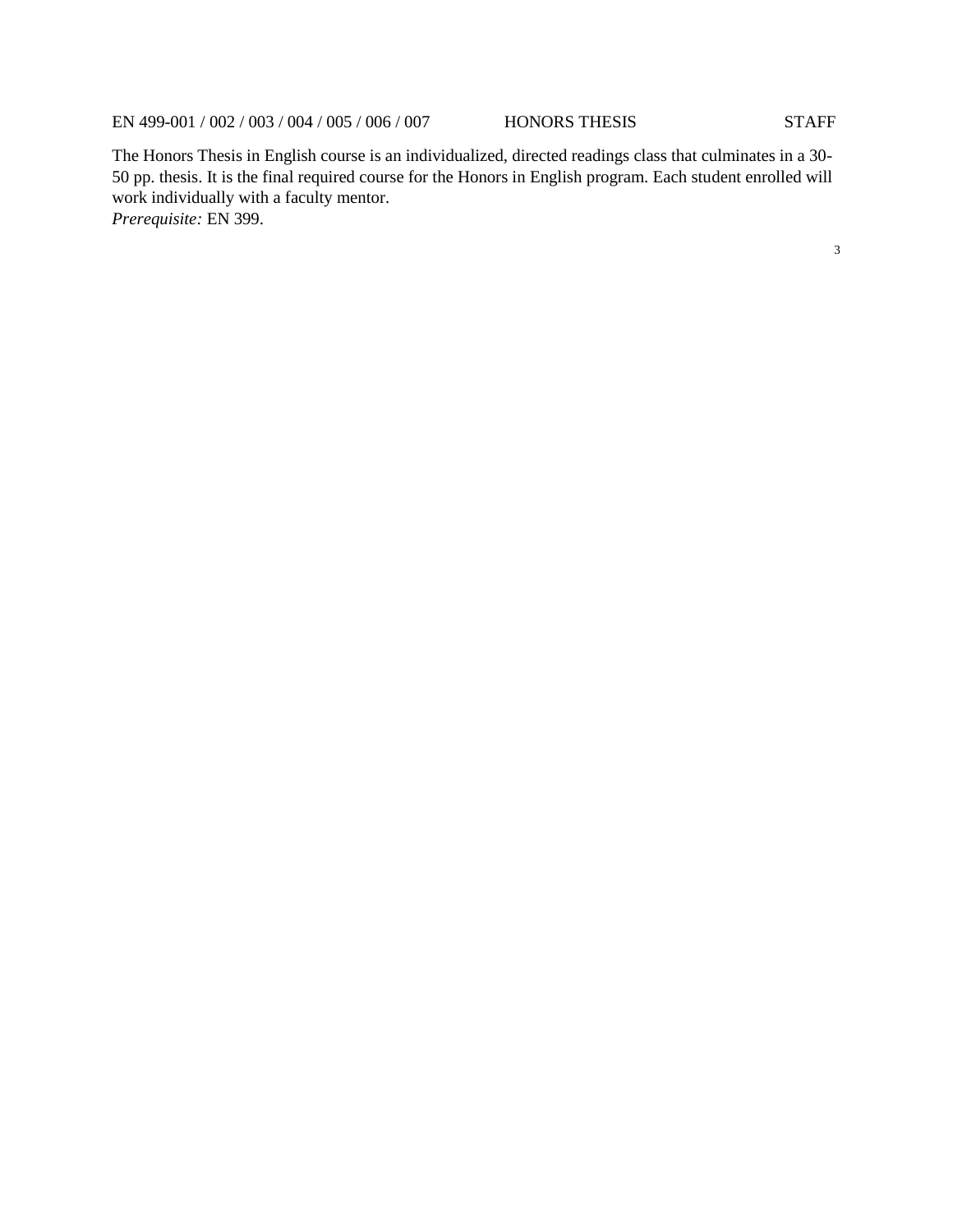EN 499-001 / 002 / 003 / 004 / 005 / 006 / 007 HONORS THESIS STAFF

The Honors Thesis in English course is an individualized, directed readings class that culminates in a 30-50 pp. thesis. It is the final required course for the Honors in English program. Each student enrolled will work individually with a faculty mentor.
*Prerequisite:* EN 399.